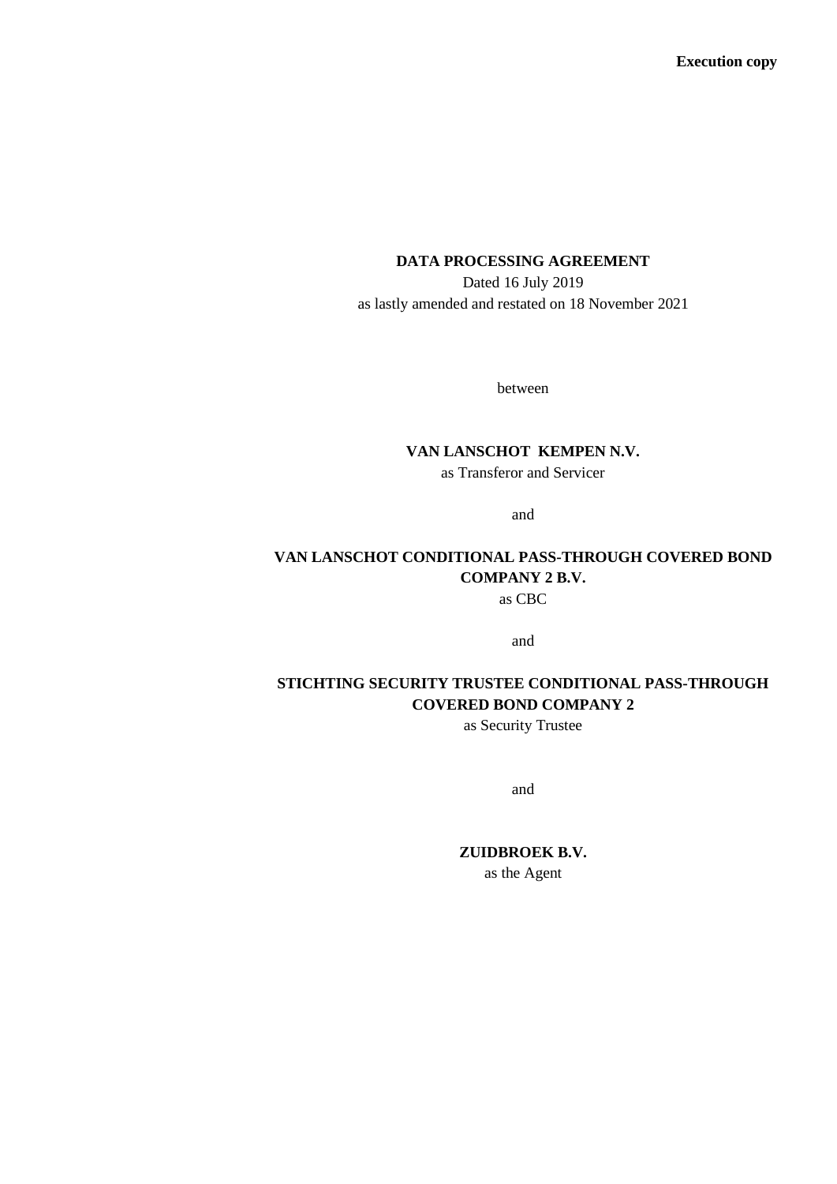**Execution copy**

**DATA PROCESSING AGREEMENT**

Dated 16 July 2019

as lastly amended and restated on 18 November 2021

between

**VAN LANSCHOT KEMPEN N.V.**

as Transferor and Servicer

and

**VAN LANSCHOT CONDITIONAL PASS-THROUGH COVERED BOND COMPANY 2 B.V.**

as CBC

and

**STICHTING SECURITY TRUSTEE CONDITIONAL PASS-THROUGH COVERED BOND COMPANY 2**

as Security Trustee

and

**ZUIDBROEK B.V.**

as the Agent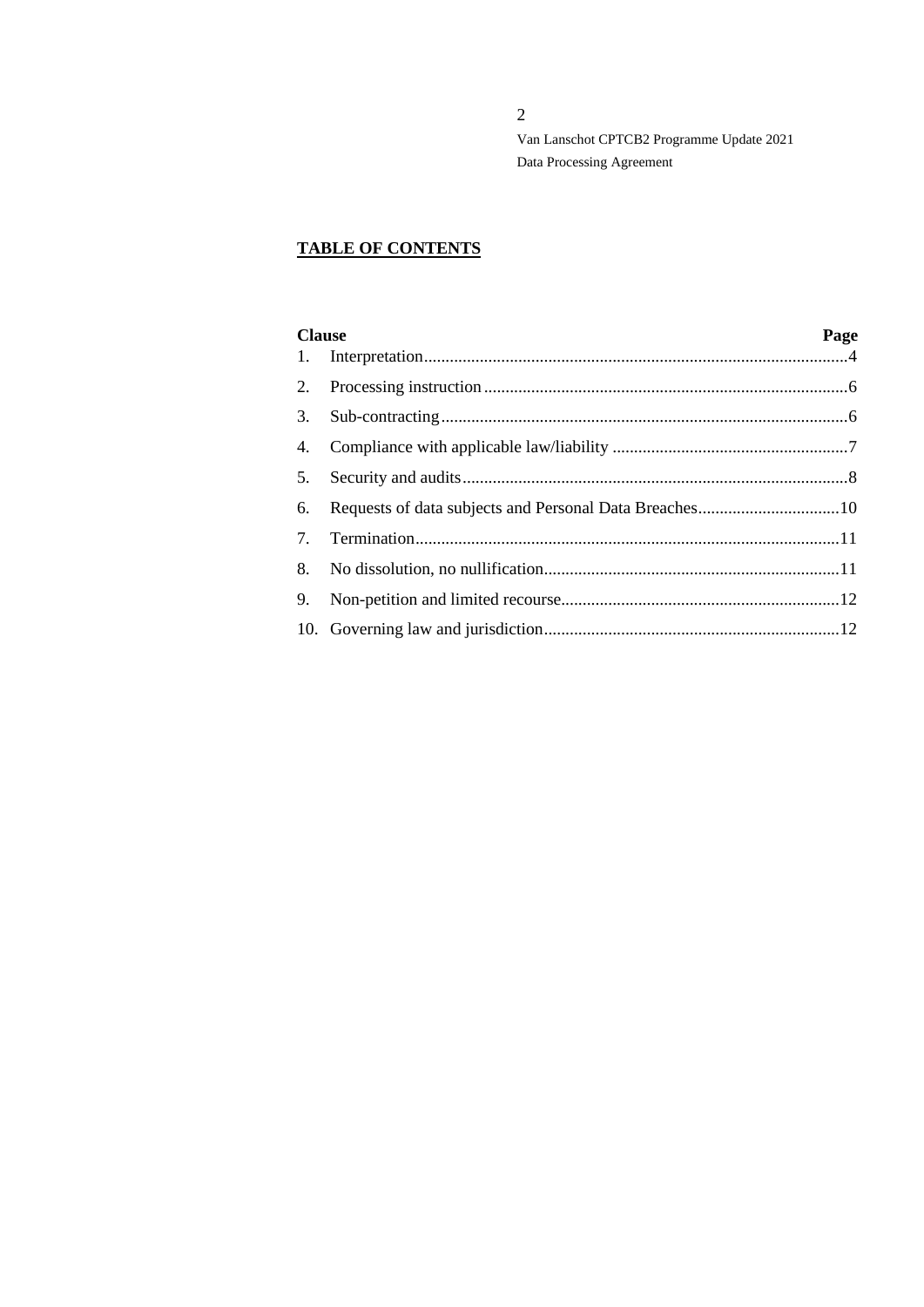**TABLE OF CONTENTS**

| Clause | | Page |
|---|---|---|
| 1. | Interpretation | 4 |
| 2. | Processing instruction | 6 |
| 3. | Sub-contracting | 6 |
| 4. | Compliance with applicable law/liability | 7 |
| 5. | Security and audits | 8 |
| 6. | Requests of data subjects and Personal Data Breaches | 10 |
| 7. | Termination | 11 |
| 8. | No dissolution, no nullification | 11 |
| 9. | Non-petition and limited recourse | 12 |
| 10. | Governing law and jurisdiction | 12 |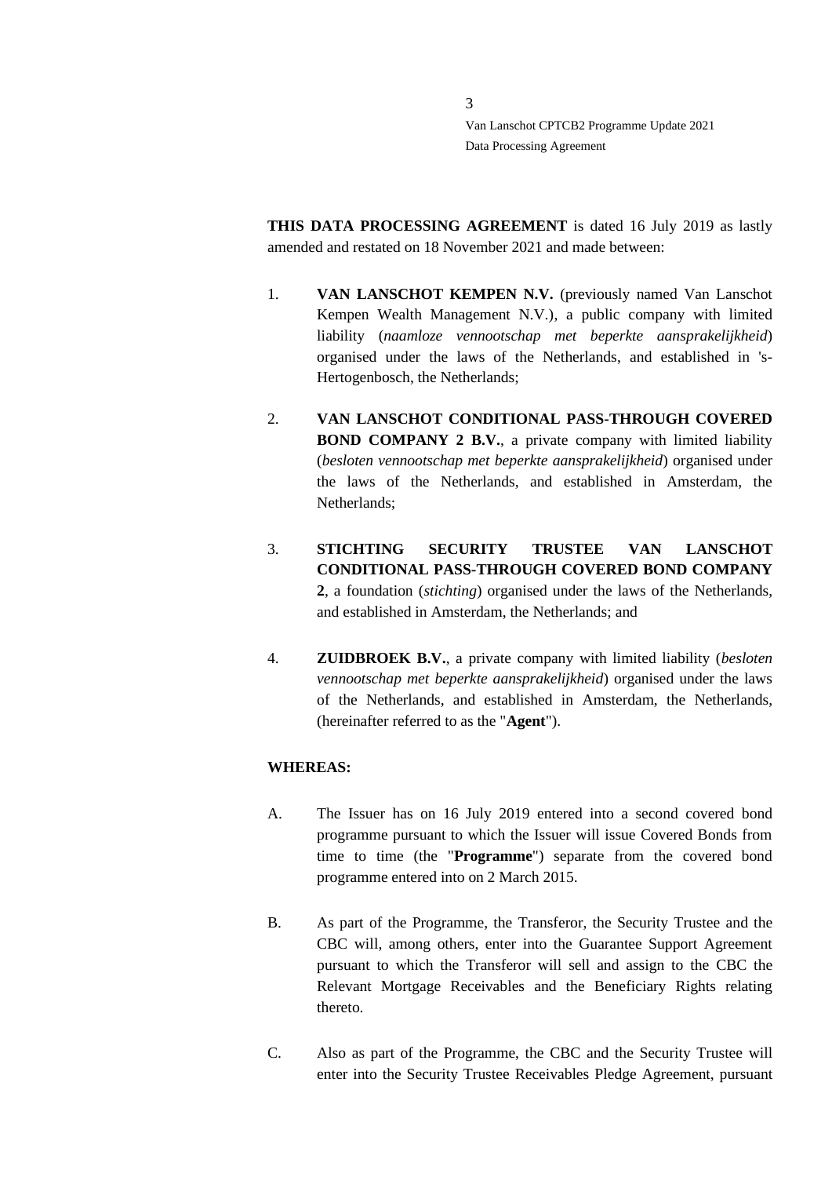**THIS DATA PROCESSING AGREEMENT** is dated 16 July 2019 as lastly amended and restated on 18 November 2021 and made between:

1. **VAN LANSCHOT KEMPEN N.V.** (previously named Van Lanschot Kempen Wealth Management N.V.), a public company with limited liability (*naamloze vennootschap met beperkte aansprakelijkheid*) organised under the laws of the Netherlands, and established in 's-Hertogenbosch, the Netherlands;

2. **VAN LANSCHOT CONDITIONAL PASS-THROUGH COVERED BOND COMPANY 2 B.V.**, a private company with limited liability (*besloten vennootschap met beperkte aansprakelijkheid*) organised under the laws of the Netherlands, and established in Amsterdam, the Netherlands;

3. **STICHTING SECURITY TRUSTEE VAN LANSCHOT CONDITIONAL PASS-THROUGH COVERED BOND COMPANY 2**, a foundation (*stichting*) organised under the laws of the Netherlands, and established in Amsterdam, the Netherlands; and

4. **ZUIDBROEK B.V.**, a private company with limited liability (*besloten vennootschap met beperkte aansprakelijkheid*) organised under the laws of the Netherlands, and established in Amsterdam, the Netherlands, (hereinafter referred to as the "**Agent**").

**WHEREAS:**

A. The Issuer has on 16 July 2019 entered into a second covered bond programme pursuant to which the Issuer will issue Covered Bonds from time to time (the "**Programme**") separate from the covered bond programme entered into on 2 March 2015.

B. As part of the Programme, the Transferor, the Security Trustee and the CBC will, among others, enter into the Guarantee Support Agreement pursuant to which the Transferor will sell and assign to the CBC the Relevant Mortgage Receivables and the Beneficiary Rights relating thereto.

C. Also as part of the Programme, the CBC and the Security Trustee will enter into the Security Trustee Receivables Pledge Agreement, pursuant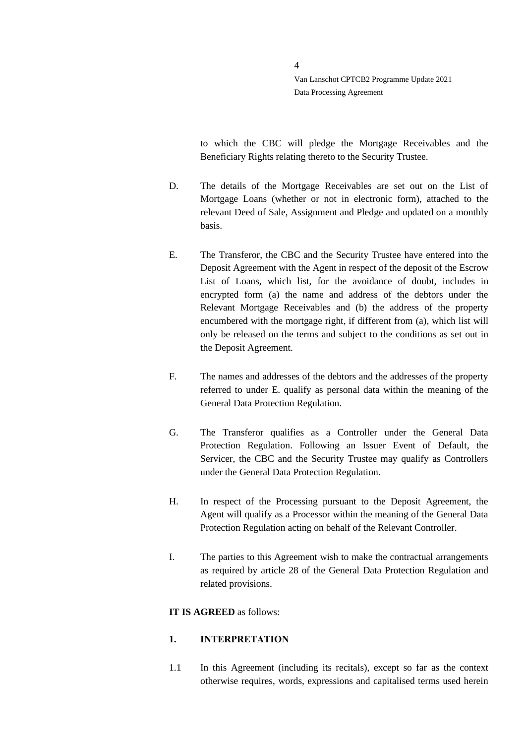to which the CBC will pledge the Mortgage Receivables and the Beneficiary Rights relating thereto to the Security Trustee.

D. The details of the Mortgage Receivables are set out on the List of Mortgage Loans (whether or not in electronic form), attached to the relevant Deed of Sale, Assignment and Pledge and updated on a monthly basis.

E. The Transferor, the CBC and the Security Trustee have entered into the Deposit Agreement with the Agent in respect of the deposit of the Escrow List of Loans, which list, for the avoidance of doubt, includes in encrypted form (a) the name and address of the debtors under the Relevant Mortgage Receivables and (b) the address of the property encumbered with the mortgage right, if different from (a), which list will only be released on the terms and subject to the conditions as set out in the Deposit Agreement.

F. The names and addresses of the debtors and the addresses of the property referred to under E. qualify as personal data within the meaning of the General Data Protection Regulation.

G. The Transferor qualifies as a Controller under the General Data Protection Regulation. Following an Issuer Event of Default, the Servicer, the CBC and the Security Trustee may qualify as Controllers under the General Data Protection Regulation.

H. In respect of the Processing pursuant to the Deposit Agreement, the Agent will qualify as a Processor within the meaning of the General Data Protection Regulation acting on behalf of the Relevant Controller.

I. The parties to this Agreement wish to make the contractual arrangements as required by article 28 of the General Data Protection Regulation and related provisions.

**IT IS AGREED** as follows:

## 1. INTERPRETATION

1.1 In this Agreement (including its recitals), except so far as the context otherwise requires, words, expressions and capitalised terms used herein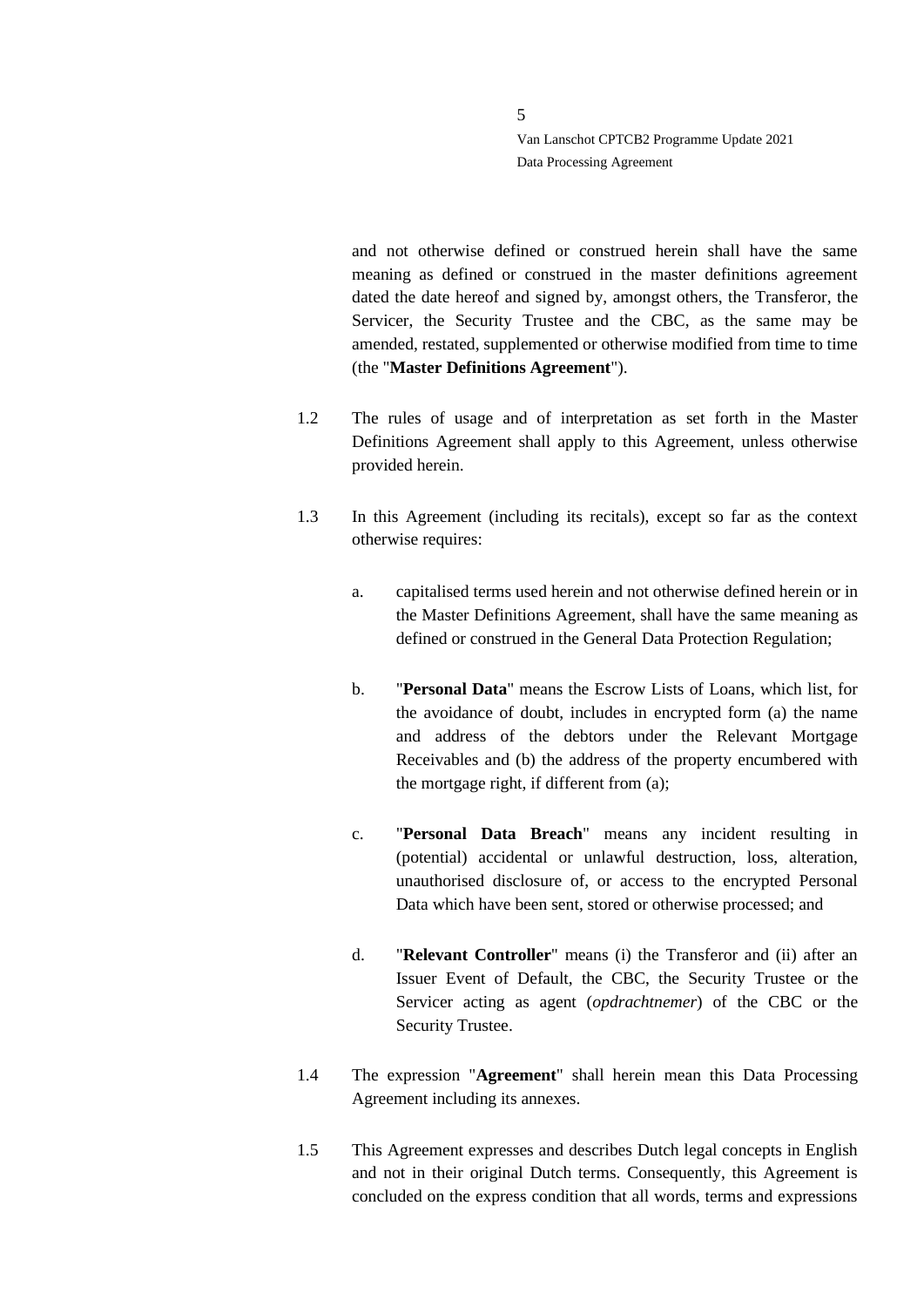and not otherwise defined or construed herein shall have the same meaning as defined or construed in the master definitions agreement dated the date hereof and signed by, amongst others, the Transferor, the Servicer, the Security Trustee and the CBC, as the same may be amended, restated, supplemented or otherwise modified from time to time (the "**Master Definitions Agreement**").

1.2 The rules of usage and of interpretation as set forth in the Master Definitions Agreement shall apply to this Agreement, unless otherwise provided herein.

1.3 In this Agreement (including its recitals), except so far as the context otherwise requires:

a. capitalised terms used herein and not otherwise defined herein or in the Master Definitions Agreement, shall have the same meaning as defined or construed in the General Data Protection Regulation;

b. "**Personal Data**" means the Escrow Lists of Loans, which list, for the avoidance of doubt, includes in encrypted form (a) the name and address of the debtors under the Relevant Mortgage Receivables and (b) the address of the property encumbered with the mortgage right, if different from (a);

c. "**Personal Data Breach**" means any incident resulting in (potential) accidental or unlawful destruction, loss, alteration, unauthorised disclosure of, or access to the encrypted Personal Data which have been sent, stored or otherwise processed; and

d. "**Relevant Controller**" means (i) the Transferor and (ii) after an Issuer Event of Default, the CBC, the Security Trustee or the Servicer acting as agent (*opdrachtnemer*) of the CBC or the Security Trustee.

1.4 The expression "**Agreement**" shall herein mean this Data Processing Agreement including its annexes.

1.5 This Agreement expresses and describes Dutch legal concepts in English and not in their original Dutch terms. Consequently, this Agreement is concluded on the express condition that all words, terms and expressions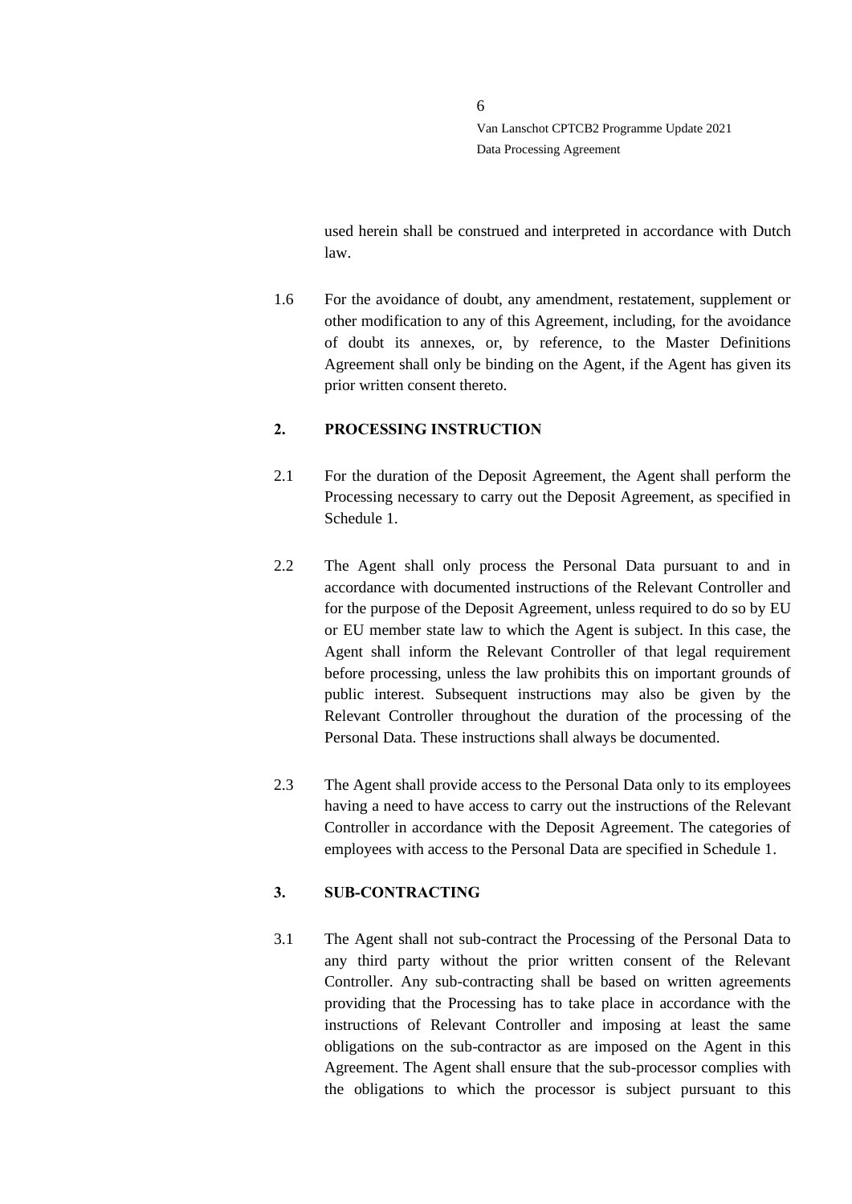used herein shall be construed and interpreted in accordance with Dutch law.

1.6 For the avoidance of doubt, any amendment, restatement, supplement or other modification to any of this Agreement, including, for the avoidance of doubt its annexes, or, by reference, to the Master Definitions Agreement shall only be binding on the Agent, if the Agent has given its prior written consent thereto.

## 2. PROCESSING INSTRUCTION

2.1 For the duration of the Deposit Agreement, the Agent shall perform the Processing necessary to carry out the Deposit Agreement, as specified in Schedule 1.

2.2 The Agent shall only process the Personal Data pursuant to and in accordance with documented instructions of the Relevant Controller and for the purpose of the Deposit Agreement, unless required to do so by EU or EU member state law to which the Agent is subject. In this case, the Agent shall inform the Relevant Controller of that legal requirement before processing, unless the law prohibits this on important grounds of public interest. Subsequent instructions may also be given by the Relevant Controller throughout the duration of the processing of the Personal Data. These instructions shall always be documented.

2.3 The Agent shall provide access to the Personal Data only to its employees having a need to have access to carry out the instructions of the Relevant Controller in accordance with the Deposit Agreement. The categories of employees with access to the Personal Data are specified in Schedule 1.

## 3. SUB-CONTRACTING

3.1 The Agent shall not sub-contract the Processing of the Personal Data to any third party without the prior written consent of the Relevant Controller. Any sub-contracting shall be based on written agreements providing that the Processing has to take place in accordance with the instructions of Relevant Controller and imposing at least the same obligations on the sub-contractor as are imposed on the Agent in this Agreement. The Agent shall ensure that the sub-processor complies with the obligations to which the processor is subject pursuant to this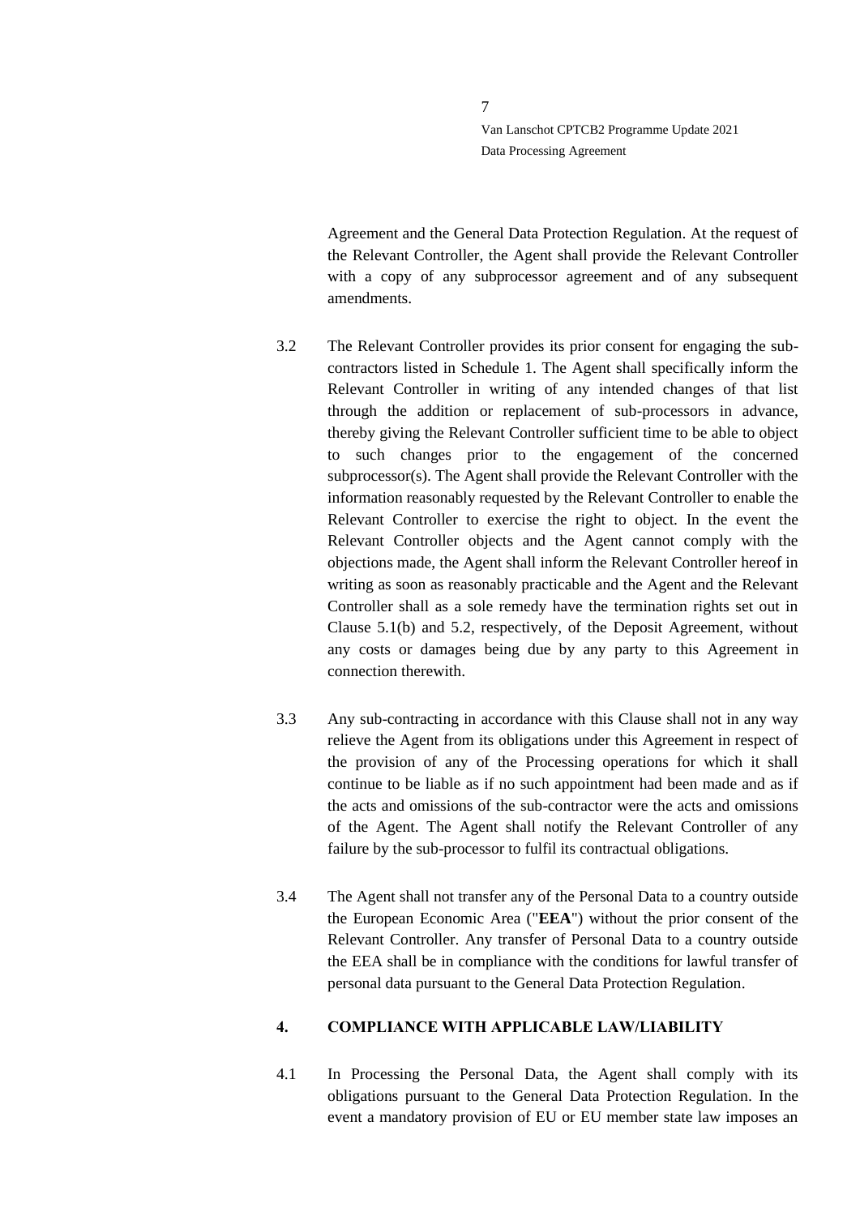Agreement and the General Data Protection Regulation. At the request of the Relevant Controller, the Agent shall provide the Relevant Controller with a copy of any subprocessor agreement and of any subsequent amendments.

3.2 The Relevant Controller provides its prior consent for engaging the sub-contractors listed in Schedule 1. The Agent shall specifically inform the Relevant Controller in writing of any intended changes of that list through the addition or replacement of sub-processors in advance, thereby giving the Relevant Controller sufficient time to be able to object to such changes prior to the engagement of the concerned subprocessor(s). The Agent shall provide the Relevant Controller with the information reasonably requested by the Relevant Controller to enable the Relevant Controller to exercise the right to object. In the event the Relevant Controller objects and the Agent cannot comply with the objections made, the Agent shall inform the Relevant Controller hereof in writing as soon as reasonably practicable and the Agent and the Relevant Controller shall as a sole remedy have the termination rights set out in Clause 5.1(b) and 5.2, respectively, of the Deposit Agreement, without any costs or damages being due by any party to this Agreement in connection therewith.

3.3 Any sub-contracting in accordance with this Clause shall not in any way relieve the Agent from its obligations under this Agreement in respect of the provision of any of the Processing operations for which it shall continue to be liable as if no such appointment had been made and as if the acts and omissions of the sub-contractor were the acts and omissions of the Agent. The Agent shall notify the Relevant Controller of any failure by the sub-processor to fulfil its contractual obligations.

3.4 The Agent shall not transfer any of the Personal Data to a country outside the European Economic Area ("**EEA**") without the prior consent of the Relevant Controller. Any transfer of Personal Data to a country outside the EEA shall be in compliance with the conditions for lawful transfer of personal data pursuant to the General Data Protection Regulation.

## 4. COMPLIANCE WITH APPLICABLE LAW/LIABILITY

4.1 In Processing the Personal Data, the Agent shall comply with its obligations pursuant to the General Data Protection Regulation. In the event a mandatory provision of EU or EU member state law imposes an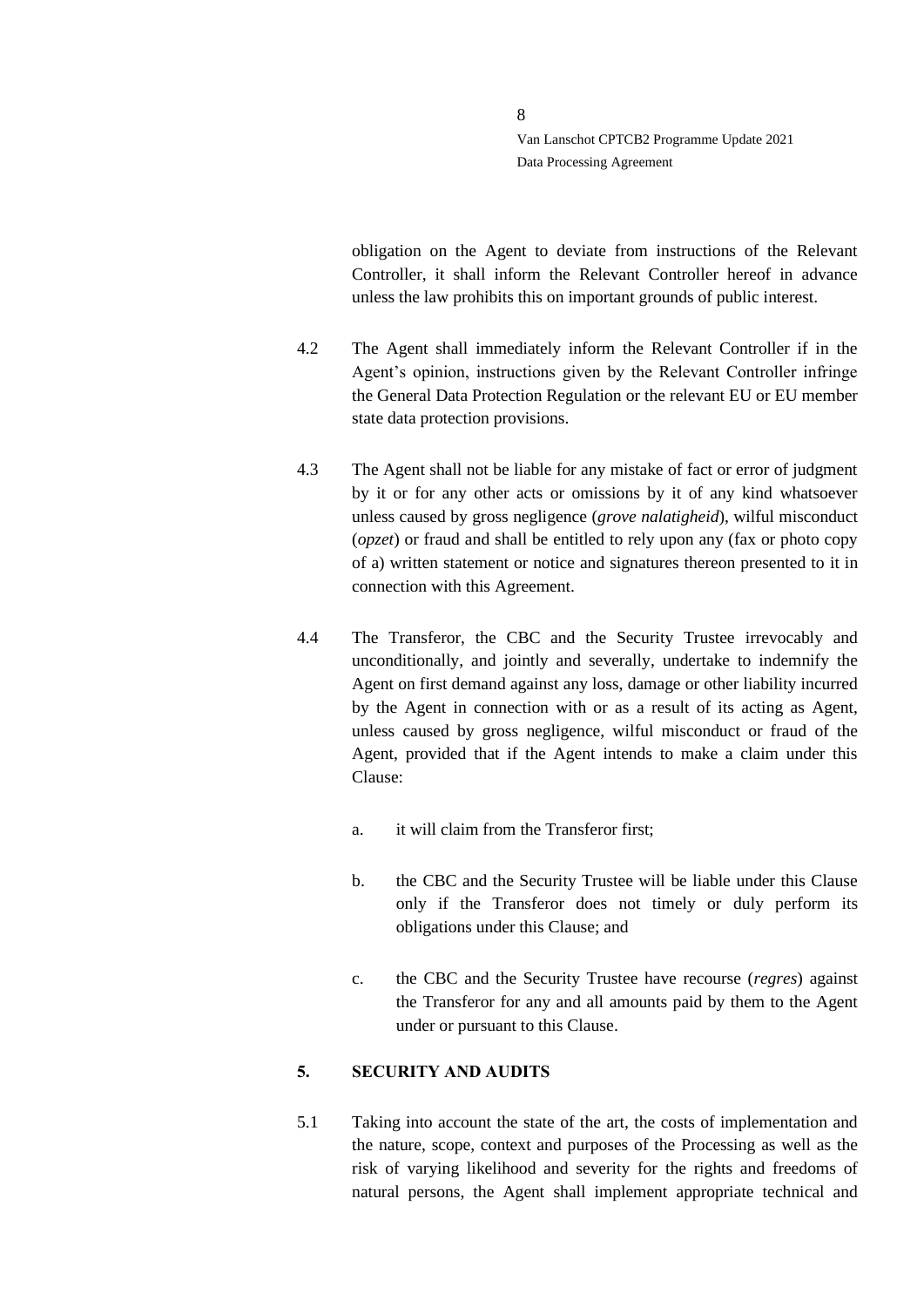obligation on the Agent to deviate from instructions of the Relevant Controller, it shall inform the Relevant Controller hereof in advance unless the law prohibits this on important grounds of public interest.

4.2 The Agent shall immediately inform the Relevant Controller if in the Agent's opinion, instructions given by the Relevant Controller infringe the General Data Protection Regulation or the relevant EU or EU member state data protection provisions.

4.3 The Agent shall not be liable for any mistake of fact or error of judgment by it or for any other acts or omissions by it of any kind whatsoever unless caused by gross negligence (*grove nalatigheid*), wilful misconduct (*opzet*) or fraud and shall be entitled to rely upon any (fax or photo copy of a) written statement or notice and signatures thereon presented to it in connection with this Agreement.

4.4 The Transferor, the CBC and the Security Trustee irrevocably and unconditionally, and jointly and severally, undertake to indemnify the Agent on first demand against any loss, damage or other liability incurred by the Agent in connection with or as a result of its acting as Agent, unless caused by gross negligence, wilful misconduct or fraud of the Agent, provided that if the Agent intends to make a claim under this Clause:

a. it will claim from the Transferor first;

b. the CBC and the Security Trustee will be liable under this Clause only if the Transferor does not timely or duly perform its obligations under this Clause; and

c. the CBC and the Security Trustee have recourse (*regres*) against the Transferor for any and all amounts paid by them to the Agent under or pursuant to this Clause.

## 5. SECURITY AND AUDITS

5.1 Taking into account the state of the art, the costs of implementation and the nature, scope, context and purposes of the Processing as well as the risk of varying likelihood and severity for the rights and freedoms of natural persons, the Agent shall implement appropriate technical and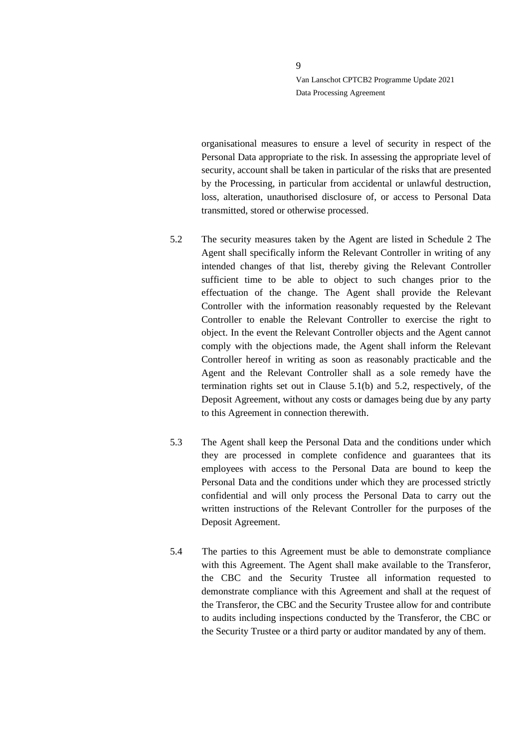organisational measures to ensure a level of security in respect of the Personal Data appropriate to the risk. In assessing the appropriate level of security, account shall be taken in particular of the risks that are presented by the Processing, in particular from accidental or unlawful destruction, loss, alteration, unauthorised disclosure of, or access to Personal Data transmitted, stored or otherwise processed.

5.2 The security measures taken by the Agent are listed in Schedule 2 The Agent shall specifically inform the Relevant Controller in writing of any intended changes of that list, thereby giving the Relevant Controller sufficient time to be able to object to such changes prior to the effectuation of the change. The Agent shall provide the Relevant Controller with the information reasonably requested by the Relevant Controller to enable the Relevant Controller to exercise the right to object. In the event the Relevant Controller objects and the Agent cannot comply with the objections made, the Agent shall inform the Relevant Controller hereof in writing as soon as reasonably practicable and the Agent and the Relevant Controller shall as a sole remedy have the termination rights set out in Clause 5.1(b) and 5.2, respectively, of the Deposit Agreement, without any costs or damages being due by any party to this Agreement in connection therewith.

5.3 The Agent shall keep the Personal Data and the conditions under which they are processed in complete confidence and guarantees that its employees with access to the Personal Data are bound to keep the Personal Data and the conditions under which they are processed strictly confidential and will only process the Personal Data to carry out the written instructions of the Relevant Controller for the purposes of the Deposit Agreement.

5.4 The parties to this Agreement must be able to demonstrate compliance with this Agreement. The Agent shall make available to the Transferor, the CBC and the Security Trustee all information requested to demonstrate compliance with this Agreement and shall at the request of the Transferor, the CBC and the Security Trustee allow for and contribute to audits including inspections conducted by the Transferor, the CBC or the Security Trustee or a third party or auditor mandated by any of them.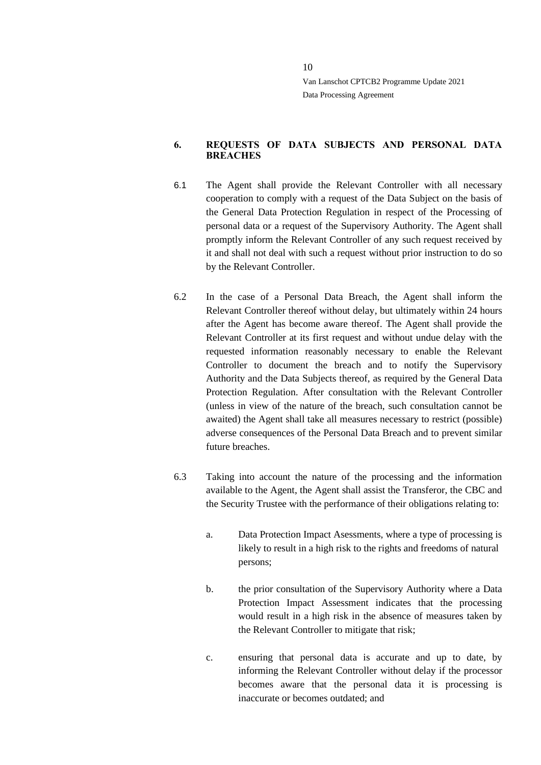## 6. REQUESTS OF DATA SUBJECTS AND PERSONAL DATA BREACHES

6.1 The Agent shall provide the Relevant Controller with all necessary cooperation to comply with a request of the Data Subject on the basis of the General Data Protection Regulation in respect of the Processing of personal data or a request of the Supervisory Authority. The Agent shall promptly inform the Relevant Controller of any such request received by it and shall not deal with such a request without prior instruction to do so by the Relevant Controller.

6.2 In the case of a Personal Data Breach, the Agent shall inform the Relevant Controller thereof without delay, but ultimately within 24 hours after the Agent has become aware thereof. The Agent shall provide the Relevant Controller at its first request and without undue delay with the requested information reasonably necessary to enable the Relevant Controller to document the breach and to notify the Supervisory Authority and the Data Subjects thereof, as required by the General Data Protection Regulation. After consultation with the Relevant Controller (unless in view of the nature of the breach, such consultation cannot be awaited) the Agent shall take all measures necessary to restrict (possible) adverse consequences of the Personal Data Breach and to prevent similar future breaches.

6.3 Taking into account the nature of the processing and the information available to the Agent, the Agent shall assist the Transferor, the CBC and the Security Trustee with the performance of their obligations relating to:

a. Data Protection Impact Asessments, where a type of processing is likely to result in a high risk to the rights and freedoms of natural persons;

b. the prior consultation of the Supervisory Authority where a Data Protection Impact Assessment indicates that the processing would result in a high risk in the absence of measures taken by the Relevant Controller to mitigate that risk;

c. ensuring that personal data is accurate and up to date, by informing the Relevant Controller without delay if the processor becomes aware that the personal data it is processing is inaccurate or becomes outdated; and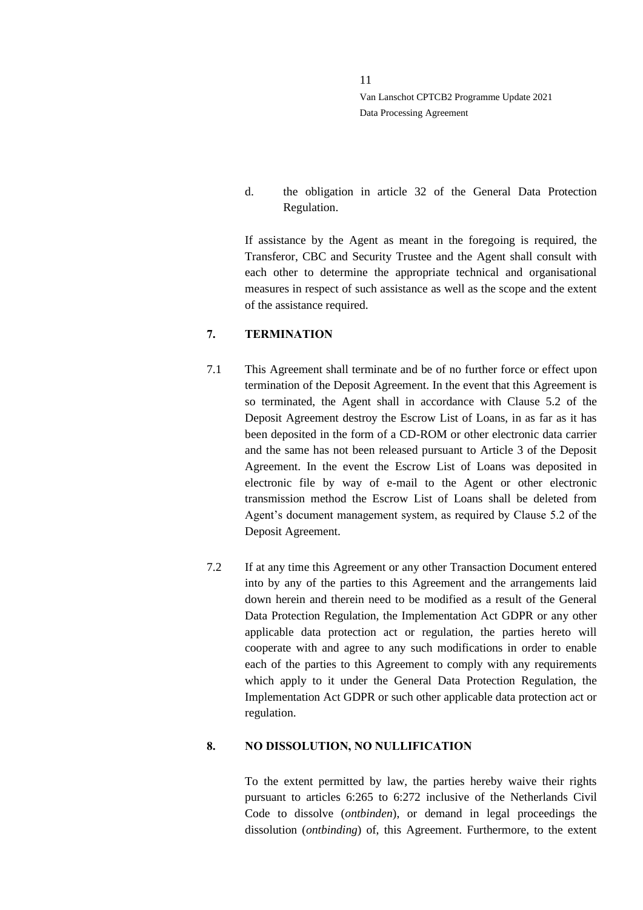d. the obligation in article 32 of the General Data Protection Regulation.

If assistance by the Agent as meant in the foregoing is required, the Transferor, CBC and Security Trustee and the Agent shall consult with each other to determine the appropriate technical and organisational measures in respect of such assistance as well as the scope and the extent of the assistance required.

## 7. TERMINATION

7.1 This Agreement shall terminate and be of no further force or effect upon termination of the Deposit Agreement. In the event that this Agreement is so terminated, the Agent shall in accordance with Clause 5.2 of the Deposit Agreement destroy the Escrow List of Loans, in as far as it has been deposited in the form of a CD-ROM or other electronic data carrier and the same has not been released pursuant to Article 3 of the Deposit Agreement. In the event the Escrow List of Loans was deposited in electronic file by way of e-mail to the Agent or other electronic transmission method the Escrow List of Loans shall be deleted from Agent's document management system, as required by Clause 5.2 of the Deposit Agreement.

7.2 If at any time this Agreement or any other Transaction Document entered into by any of the parties to this Agreement and the arrangements laid down herein and therein need to be modified as a result of the General Data Protection Regulation, the Implementation Act GDPR or any other applicable data protection act or regulation, the parties hereto will cooperate with and agree to any such modifications in order to enable each of the parties to this Agreement to comply with any requirements which apply to it under the General Data Protection Regulation, the Implementation Act GDPR or such other applicable data protection act or regulation.

## 8. NO DISSOLUTION, NO NULLIFICATION

To the extent permitted by law, the parties hereby waive their rights pursuant to articles 6:265 to 6:272 inclusive of the Netherlands Civil Code to dissolve (*ontbinden*), or demand in legal proceedings the dissolution (*ontbinding*) of, this Agreement. Furthermore, to the extent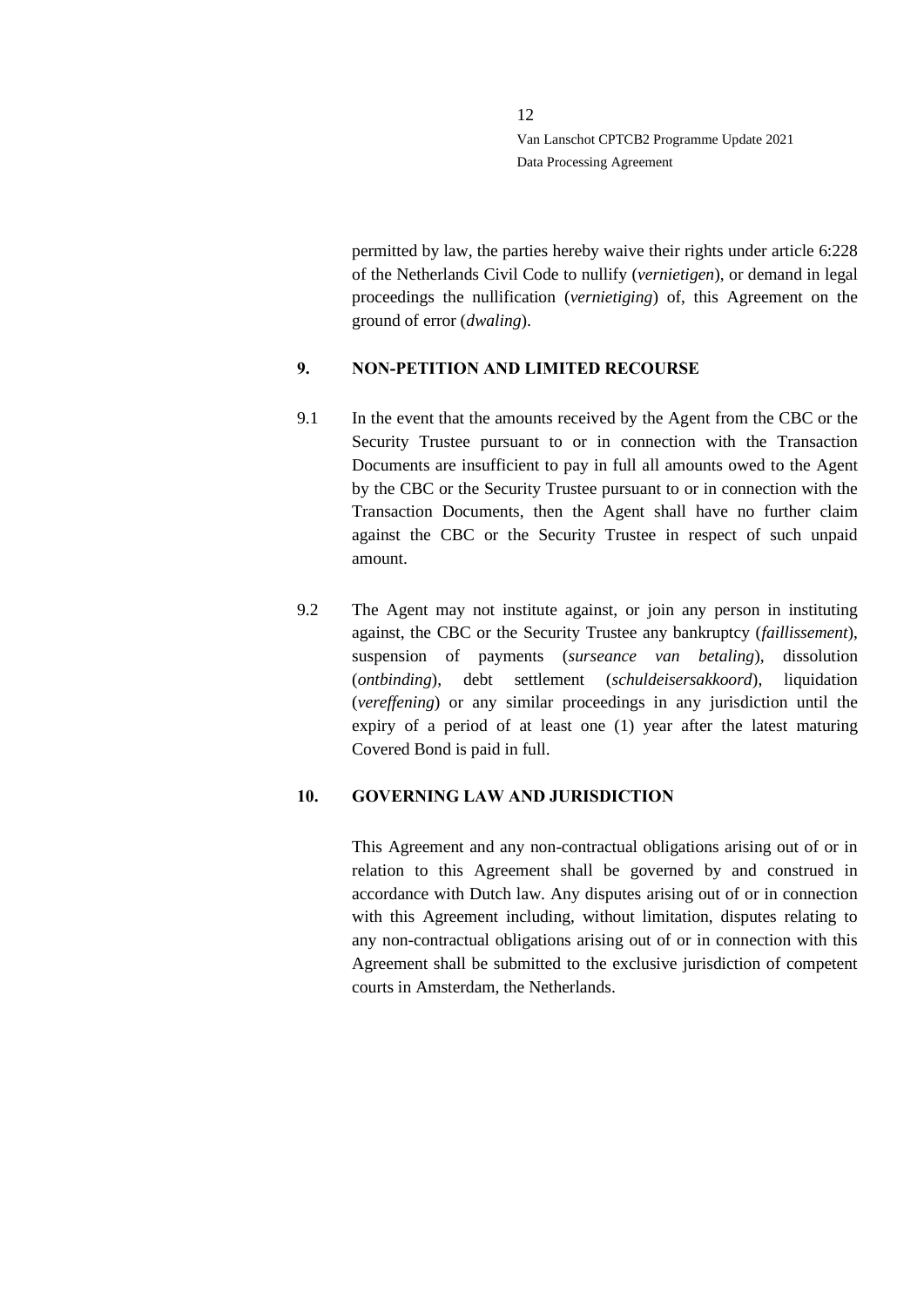permitted by law, the parties hereby waive their rights under article 6:228 of the Netherlands Civil Code to nullify (*vernietigen*), or demand in legal proceedings the nullification (*vernietiging*) of, this Agreement on the ground of error (*dwaling*).

## 9. NON-PETITION AND LIMITED RECOURSE

9.1 In the event that the amounts received by the Agent from the CBC or the Security Trustee pursuant to or in connection with the Transaction Documents are insufficient to pay in full all amounts owed to the Agent by the CBC or the Security Trustee pursuant to or in connection with the Transaction Documents, then the Agent shall have no further claim against the CBC or the Security Trustee in respect of such unpaid amount.

9.2 The Agent may not institute against, or join any person in instituting against, the CBC or the Security Trustee any bankruptcy (*faillissement*), suspension of payments (*surseance van betaling*), dissolution (*ontbinding*), debt settlement (*schuldeisersakkoord*), liquidation (*vereffening*) or any similar proceedings in any jurisdiction until the expiry of a period of at least one (1) year after the latest maturing Covered Bond is paid in full.

## 10. GOVERNING LAW AND JURISDICTION

This Agreement and any non-contractual obligations arising out of or in relation to this Agreement shall be governed by and construed in accordance with Dutch law. Any disputes arising out of or in connection with this Agreement including, without limitation, disputes relating to any non-contractual obligations arising out of or in connection with this Agreement shall be submitted to the exclusive jurisdiction of competent courts in Amsterdam, the Netherlands.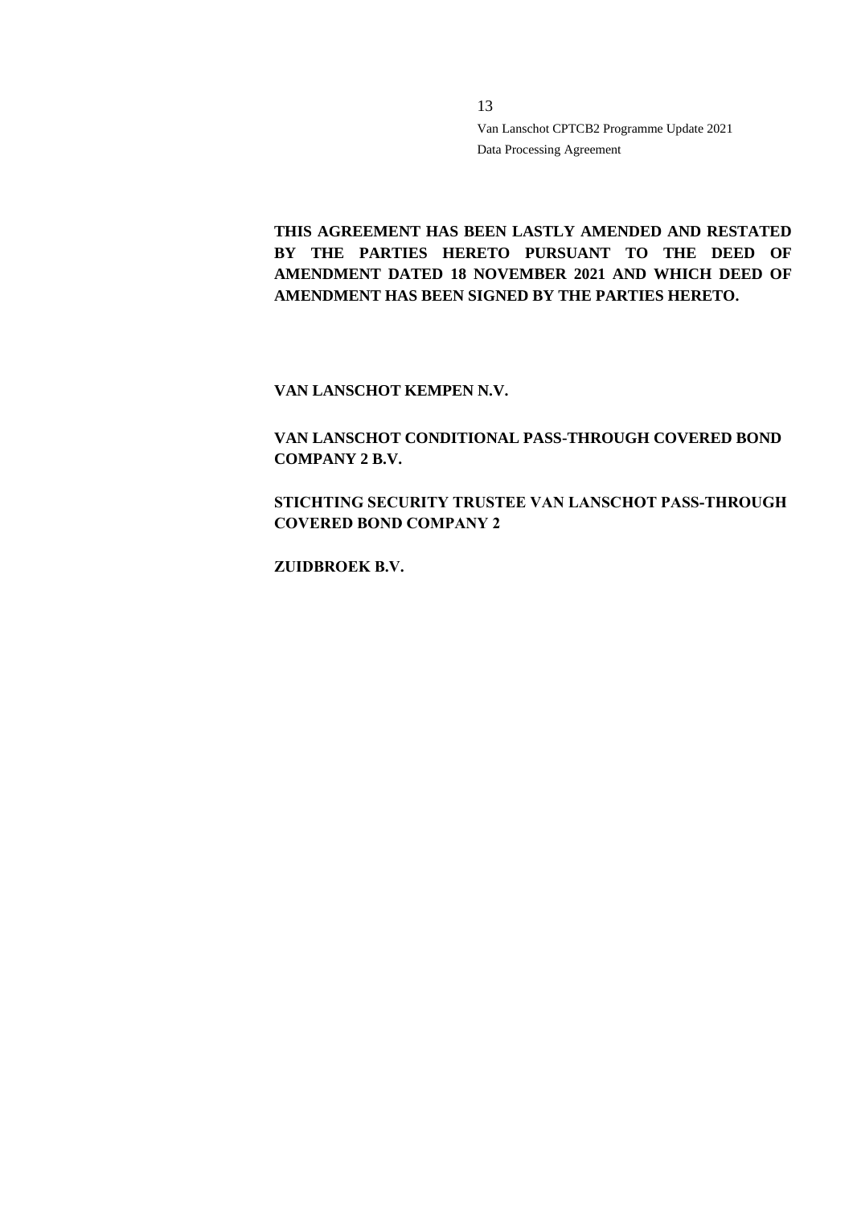**THIS AGREEMENT HAS BEEN LASTLY AMENDED AND RESTATED BY THE PARTIES HERETO PURSUANT TO THE DEED OF AMENDMENT DATED 18 NOVEMBER 2021 AND WHICH DEED OF AMENDMENT HAS BEEN SIGNED BY THE PARTIES HERETO.**

**VAN LANSCHOT KEMPEN N.V.**

**VAN LANSCHOT CONDITIONAL PASS-THROUGH COVERED BOND COMPANY 2 B.V.**

**STICHTING SECURITY TRUSTEE VAN LANSCHOT PASS-THROUGH COVERED BOND COMPANY 2**

**ZUIDBROEK B.V.**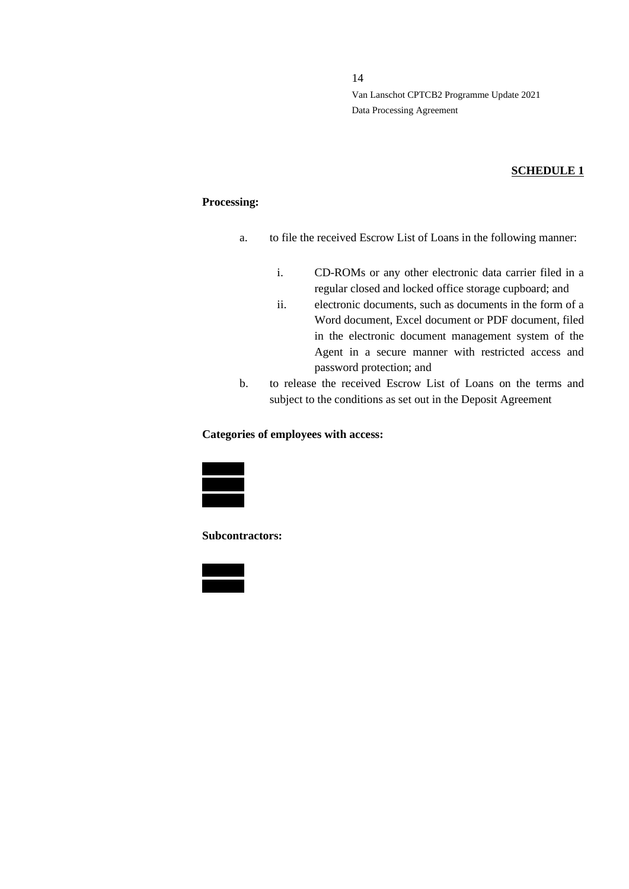**SCHEDULE 1**

**Processing:**

a. to file the received Escrow List of Loans in the following manner:

   i. CD-ROMs or any other electronic data carrier filed in a regular closed and locked office storage cupboard; and

   ii. electronic documents, such as documents in the form of a Word document, Excel document or PDF document, filed in the electronic document management system of the Agent in a secure manner with restricted access and password protection; and

b. to release the received Escrow List of Loans on the terms and subject to the conditions as set out in the Deposit Agreement

**Categories of employees with access:**

**Subcontractors:**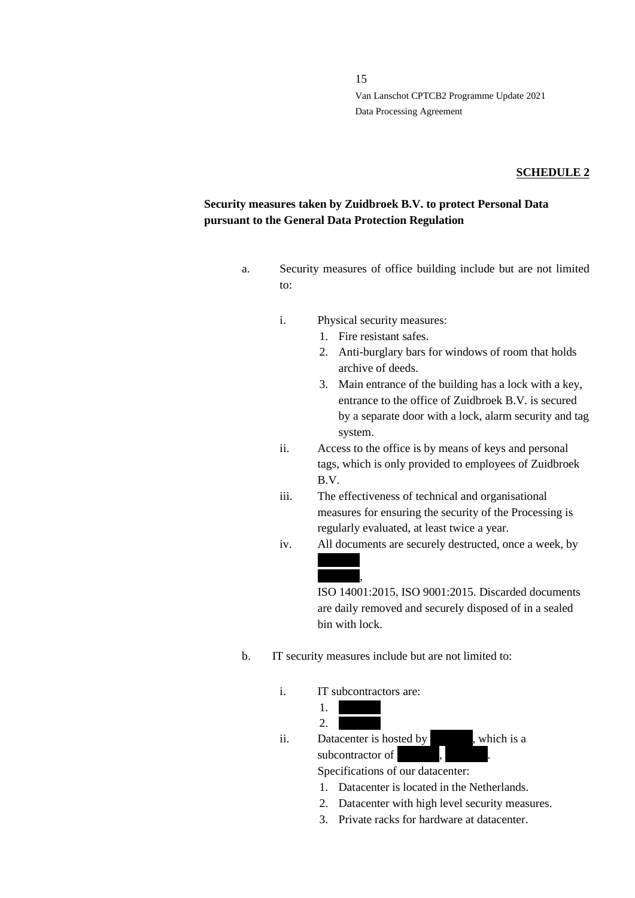**SCHEDULE 2**

**Security measures taken by Zuidbroek B.V. to protect Personal Data pursuant to the General Data Protection Regulation**

a. Security measures of office building include but are not limited to:

   i. Physical security measures:
      1. Fire resistant safes.
      2. Anti-burglary bars for windows of room that holds archive of deeds.
      3. Main entrance of the building has a lock with a key, entrance to the office of Zuidbroek B.V. is secured by a separate door with a lock, alarm security and tag system.

   ii. Access to the office is by means of keys and personal tags, which is only provided to employees of Zuidbroek B.V.

   iii. The effectiveness of technical and organisational measures for ensuring the security of the Processing is regularly evaluated, at least twice a year.

   iv. All documents are securely destructed, once a week, by [REDACTED] [REDACTED], ISO 14001:2015, ISO 9001:2015. Discarded documents are daily removed and securely disposed of in a sealed bin with lock.

b. IT security measures include but are not limited to:

   i. IT subcontractors are:
      1. [REDACTED]
      2. [REDACTED]

   ii. Datacenter is hosted by [REDACTED], which is a subcontractor of [REDACTED], [REDACTED].

      Specifications of our datacenter:
      1. Datacenter is located in the Netherlands.
      2. Datacenter with high level security measures.
      3. Private racks for hardware at datacenter.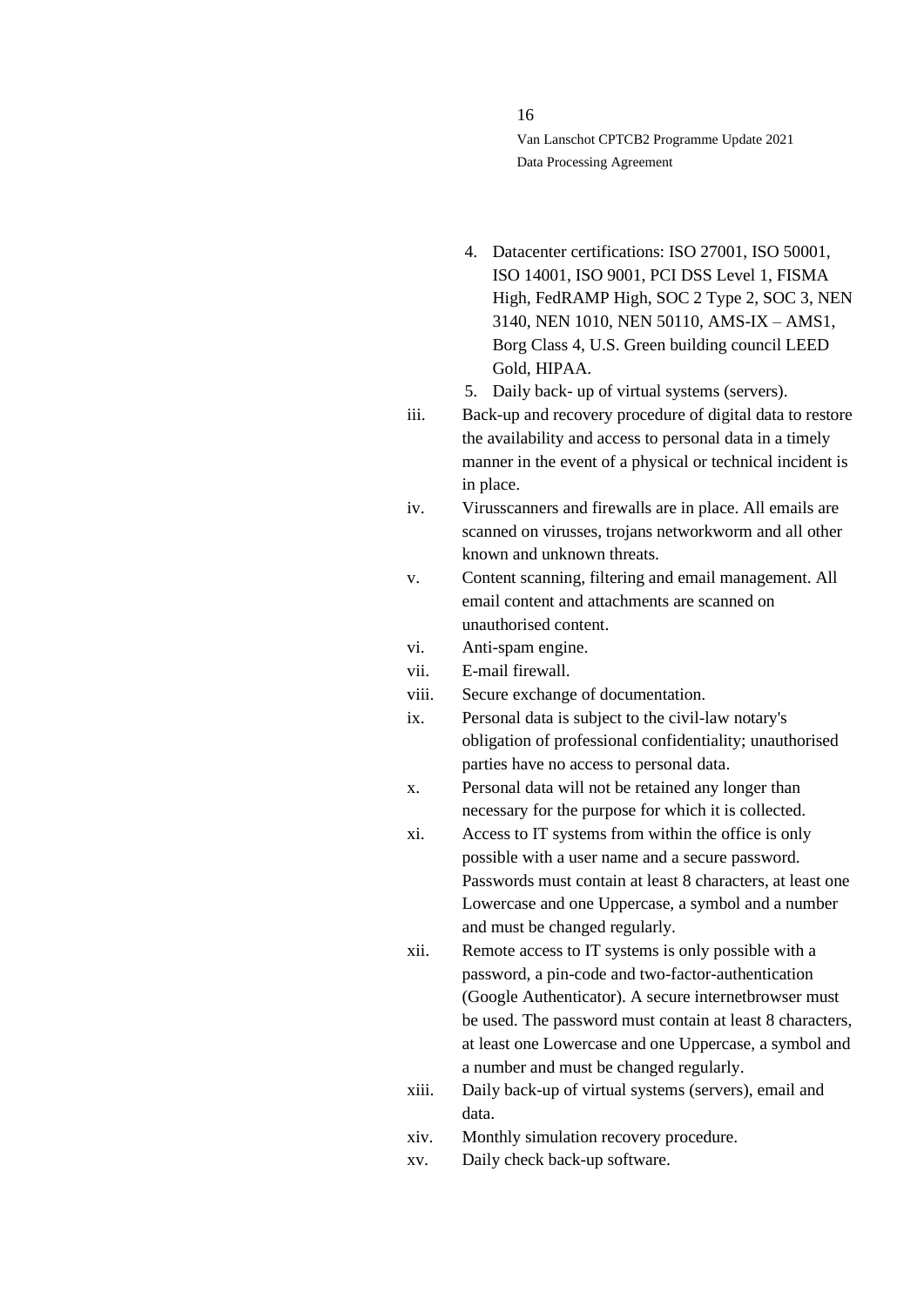4. Datacenter certifications: ISO 27001, ISO 50001, ISO 14001, ISO 9001, PCI DSS Level 1, FISMA High, FedRAMP High, SOC 2 Type 2, SOC 3, NEN 3140, NEN 1010, NEN 50110, AMS-IX – AMS1, Borg Class 4, U.S. Green building council LEED Gold, HIPAA.
5. Daily back- up of virtual systems (servers).

iii. Back-up and recovery procedure of digital data to restore the availability and access to personal data in a timely manner in the event of a physical or technical incident is in place.

iv. Virusscanners and firewalls are in place. All emails are scanned on virusses, trojans networkworm and all other known and unknown threats.

v. Content scanning, filtering and email management. All email content and attachments are scanned on unauthorised content.

vi. Anti-spam engine.

vii. E-mail firewall.

viii. Secure exchange of documentation.

ix. Personal data is subject to the civil-law notary's obligation of professional confidentiality; unauthorised parties have no access to personal data.

x. Personal data will not be retained any longer than necessary for the purpose for which it is collected.

xi. Access to IT systems from within the office is only possible with a user name and a secure password. Passwords must contain at least 8 characters, at least one Lowercase and one Uppercase, a symbol and a number and must be changed regularly.

xii. Remote access to IT systems is only possible with a password, a pin-code and two-factor-authentication (Google Authenticator). A secure internetbrowser must be used. The password must contain at least 8 characters, at least one Lowercase and one Uppercase, a symbol and a number and must be changed regularly.

xiii. Daily back-up of virtual systems (servers), email and data.

xiv. Monthly simulation recovery procedure.

xv. Daily check back-up software.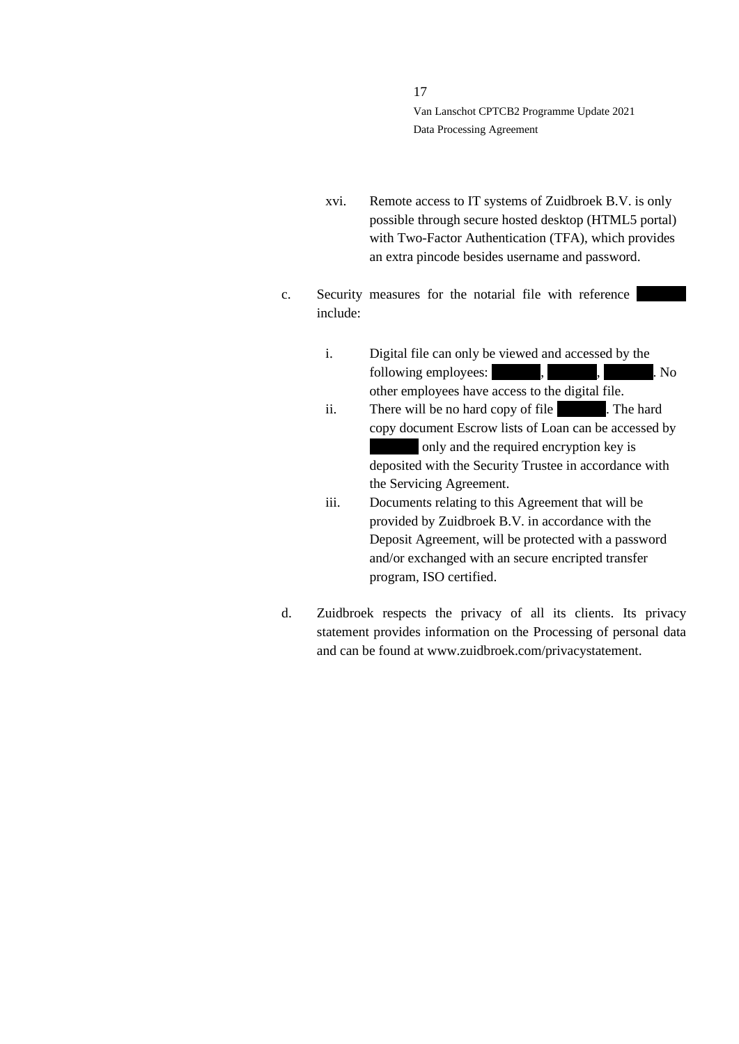xvi. Remote access to IT systems of Zuidbroek B.V. is only possible through secure hosted desktop (HTML5 portal) with Two-Factor Authentication (TFA), which provides an extra pincode besides username and password.

c. Security measures for the notarial file with reference ██████ include:

   i. Digital file can only be viewed and accessed by the following employees: ██████, ██████, ██████. No other employees have access to the digital file.

   ii. There will be no hard copy of file ██████. The hard copy document Escrow lists of Loan can be accessed by ██████ only and the required encryption key is deposited with the Security Trustee in accordance with the Servicing Agreement.

   iii. Documents relating to this Agreement that will be provided by Zuidbroek B.V. in accordance with the Deposit Agreement, will be protected with a password and/or exchanged with an secure encripted transfer program, ISO certified.

d. Zuidbroek respects the privacy of all its clients. Its privacy statement provides information on the Processing of personal data and can be found at www.zuidbroek.com/privacystatement.